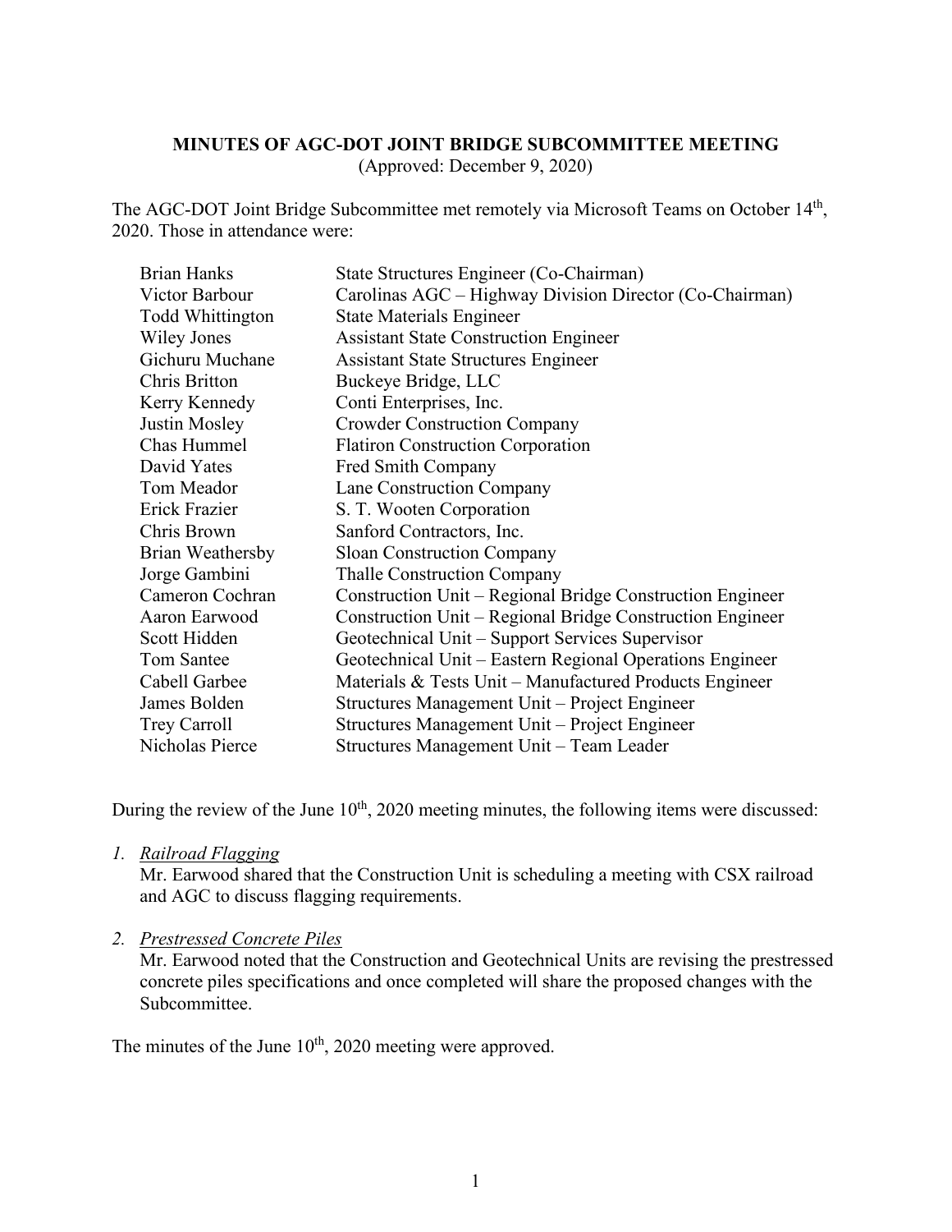**MINUTES OF AGC-DOT JOINT BRIDGE SUBCOMMITTEE MEETING**
(Approved: December 9, 2020)

The AGC-DOT Joint Bridge Subcommittee met remotely via Microsoft Teams on October 14th, 2020. Those in attendance were:

| | |
|---|---|
| Brian Hanks | State Structures Engineer (Co-Chairman) |
| Victor Barbour | Carolinas AGC – Highway Division Director (Co-Chairman) |
| Todd Whittington | State Materials Engineer |
| Wiley Jones | Assistant State Construction Engineer |
| Gichuru Muchane | Assistant State Structures Engineer |
| Chris Britton | Buckeye Bridge, LLC |
| Kerry Kennedy | Conti Enterprises, Inc. |
| Justin Mosley | Crowder Construction Company |
| Chas Hummel | Flatiron Construction Corporation |
| David Yates | Fred Smith Company |
| Tom Meador | Lane Construction Company |
| Erick Frazier | S. T. Wooten Corporation |
| Chris Brown | Sanford Contractors, Inc. |
| Brian Weathersby | Sloan Construction Company |
| Jorge Gambini | Thalle Construction Company |
| Cameron Cochran | Construction Unit – Regional Bridge Construction Engineer |
| Aaron Earwood | Construction Unit – Regional Bridge Construction Engineer |
| Scott Hidden | Geotechnical Unit – Support Services Supervisor |
| Tom Santee | Geotechnical Unit – Eastern Regional Operations Engineer |
| Cabell Garbee | Materials & Tests Unit – Manufactured Products Engineer |
| James Bolden | Structures Management Unit – Project Engineer |
| Trey Carroll | Structures Management Unit – Project Engineer |
| Nicholas Pierce | Structures Management Unit – Team Leader |

During the review of the June 10th, 2020 meeting minutes, the following items were discussed:

1. *Railroad Flagging*
   Mr. Earwood shared that the Construction Unit is scheduling a meeting with CSX railroad and AGC to discuss flagging requirements.

2. *Prestressed Concrete Piles*
   Mr. Earwood noted that the Construction and Geotechnical Units are revising the prestressed concrete piles specifications and once completed will share the proposed changes with the Subcommittee.

The minutes of the June 10th, 2020 meeting were approved.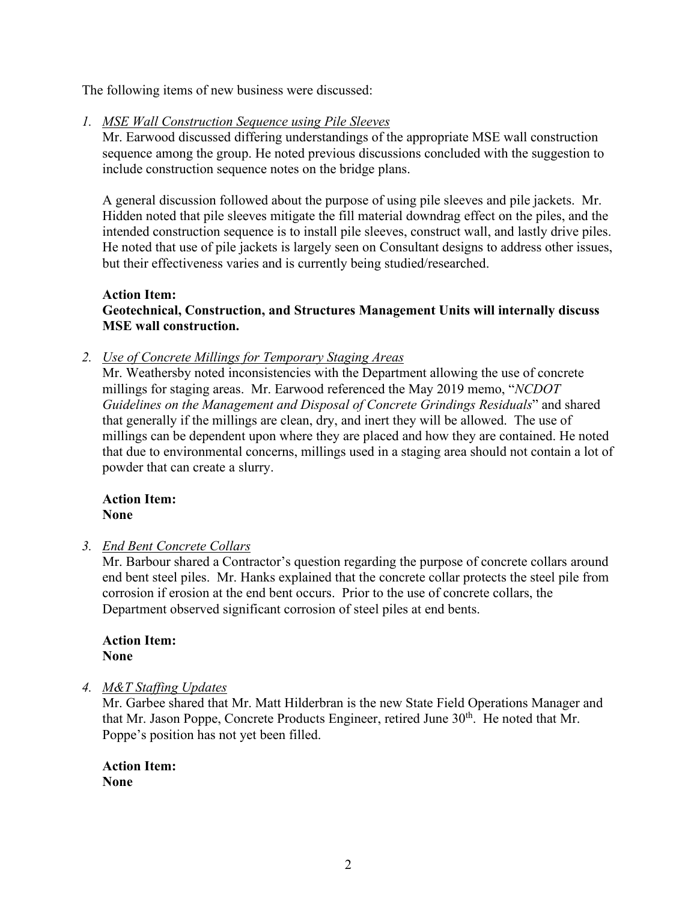The following items of new business were discussed:

1. *MSE Wall Construction Sequence using Pile Sleeves*

   Mr. Earwood discussed differing understandings of the appropriate MSE wall construction sequence among the group. He noted previous discussions concluded with the suggestion to include construction sequence notes on the bridge plans.

   A general discussion followed about the purpose of using pile sleeves and pile jackets. Mr. Hidden noted that pile sleeves mitigate the fill material downdrag effect on the piles, and the intended construction sequence is to install pile sleeves, construct wall, and lastly drive piles. He noted that use of pile jackets is largely seen on Consultant designs to address other issues, but their effectiveness varies and is currently being studied/researched.

   **Action Item:**
   **Geotechnical, Construction, and Structures Management Units will internally discuss MSE wall construction.**

2. *Use of Concrete Millings for Temporary Staging Areas*

   Mr. Weathersby noted inconsistencies with the Department allowing the use of concrete millings for staging areas. Mr. Earwood referenced the May 2019 memo, "*NCDOT Guidelines on the Management and Disposal of Concrete Grindings Residuals*" and shared that generally if the millings are clean, dry, and inert they will be allowed. The use of millings can be dependent upon where they are placed and how they are contained. He noted that due to environmental concerns, millings used in a staging area should not contain a lot of powder that can create a slurry.

   **Action Item:**
   **None**

3. *End Bent Concrete Collars*

   Mr. Barbour shared a Contractor's question regarding the purpose of concrete collars around end bent steel piles. Mr. Hanks explained that the concrete collar protects the steel pile from corrosion if erosion at the end bent occurs. Prior to the use of concrete collars, the Department observed significant corrosion of steel piles at end bents.

   **Action Item:**
   **None**

4. *M&T Staffing Updates*

   Mr. Garbee shared that Mr. Matt Hilderbran is the new State Field Operations Manager and that Mr. Jason Poppe, Concrete Products Engineer, retired June 30th. He noted that Mr. Poppe's position has not yet been filled.

   **Action Item:**
   **None**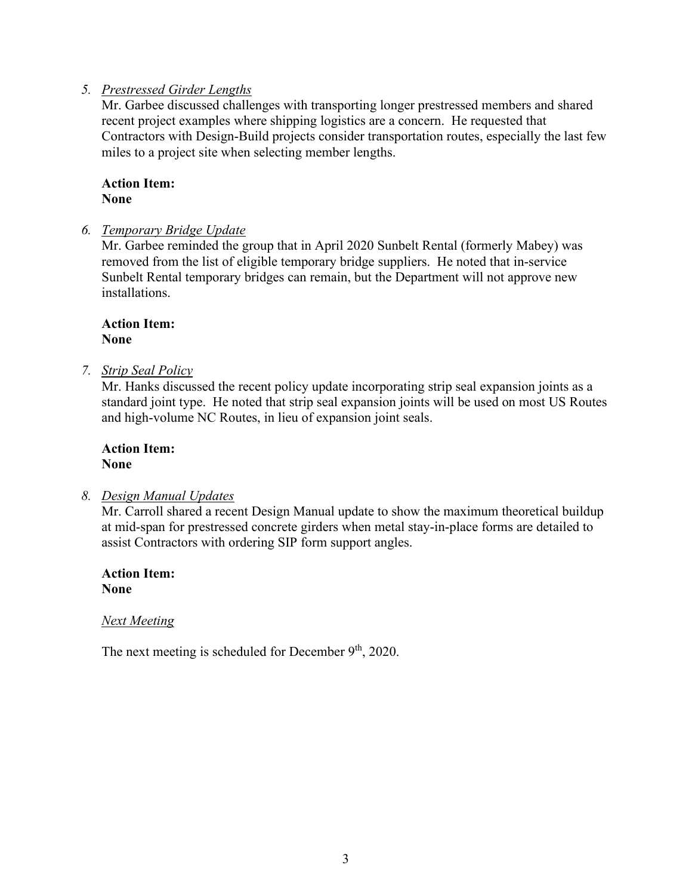5. *Prestressed Girder Lengths*

   Mr. Garbee discussed challenges with transporting longer prestressed members and shared recent project examples where shipping logistics are a concern. He requested that Contractors with Design-Build projects consider transportation routes, especially the last few miles to a project site when selecting member lengths.

   **Action Item:**
   **None**

6. *Temporary Bridge Update*

   Mr. Garbee reminded the group that in April 2020 Sunbelt Rental (formerly Mabey) was removed from the list of eligible temporary bridge suppliers. He noted that in-service Sunbelt Rental temporary bridges can remain, but the Department will not approve new installations.

   **Action Item:**
   **None**

7. *Strip Seal Policy*

   Mr. Hanks discussed the recent policy update incorporating strip seal expansion joints as a standard joint type. He noted that strip seal expansion joints will be used on most US Routes and high-volume NC Routes, in lieu of expansion joint seals.

   **Action Item:**
   **None**

8. *Design Manual Updates*

   Mr. Carroll shared a recent Design Manual update to show the maximum theoretical buildup at mid-span for prestressed concrete girders when metal stay-in-place forms are detailed to assist Contractors with ordering SIP form support angles.

   **Action Item:**
   **None**

*Next Meeting*

The next meeting is scheduled for December 9th, 2020.